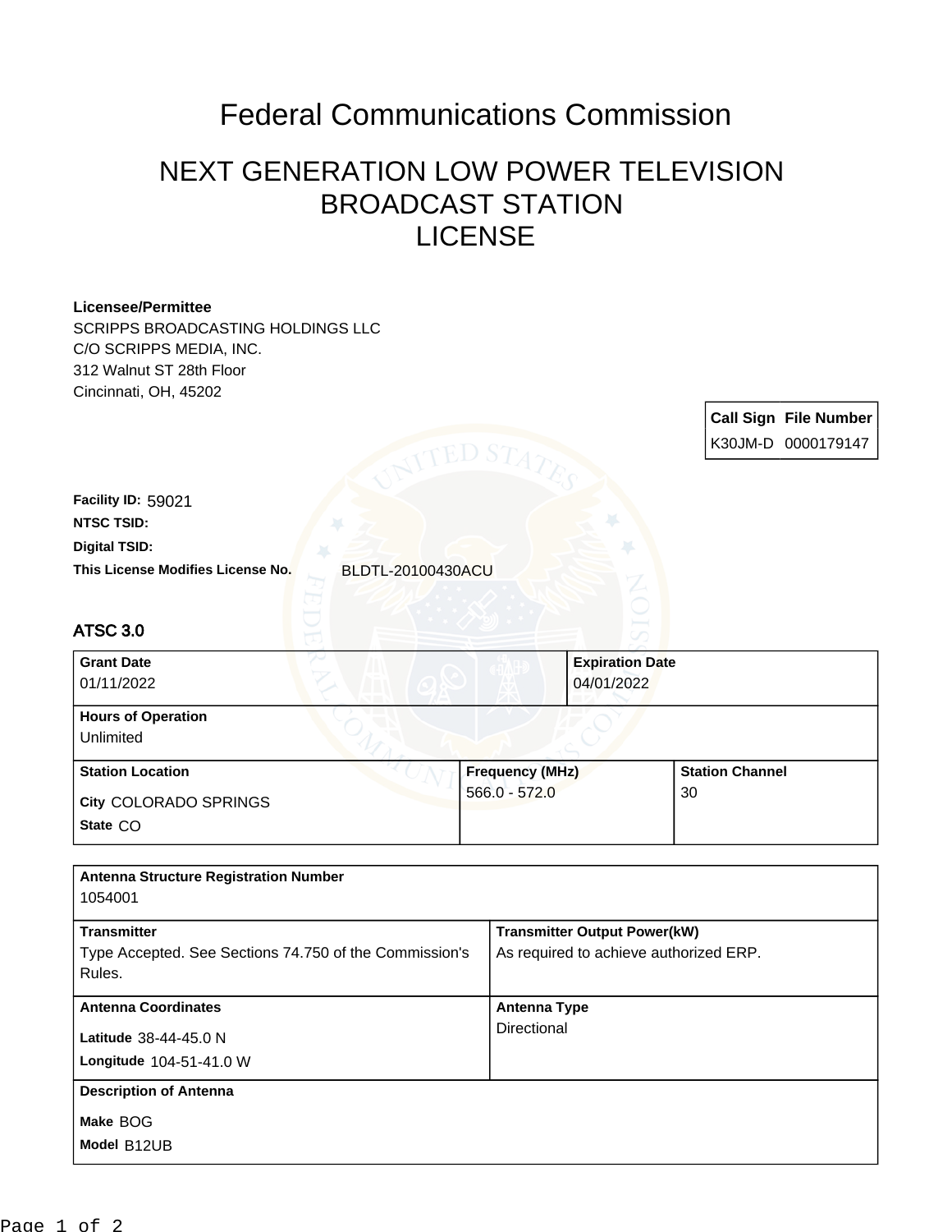# Federal Communications Commission

## NEXT GENERATION LOW POWER TELEVISION BROADCAST STATION LICENSE

**Licensee/Permittee**
SCRIPPS BROADCASTING HOLDINGS LLC
C/O SCRIPPS MEDIA, INC.
312 Walnut ST 28th Floor
Cincinnati, OH, 45202

| Call Sign | File Number |
|---|---|
| K30JM-D | 0000179147 |

**Facility ID:** 59021
**NTSC TSID:**
**Digital TSID:**
**This License Modifies License No.** BLDTL-20100430ACU

### ATSC 3.0

| Grant Date | Expiration Date |
|---|---|
| 01/11/2022 | 04/01/2022 |

| Hours of Operation |
|---|
| Unlimited |

| Station Location | Frequency (MHz) | Station Channel |
|---|---|---|
| City COLORADO SPRINGS<br>State CO | 566.0 - 572.0 | 30 |

| Antenna Structure Registration Number | |
|---|---|
| 1054001 | |
| **Transmitter** | **Transmitter Output Power(kW)** |
| Type Accepted. See Sections 74.750 of the Commission's Rules. | As required to achieve authorized ERP. |
| **Antenna Coordinates** | **Antenna Type** |
| Latitude 38-44-45.0 N<br>Longitude 104-51-41.0 W | Directional |
| **Description of Antenna** | |
| Make BOG<br>Model B12UB | |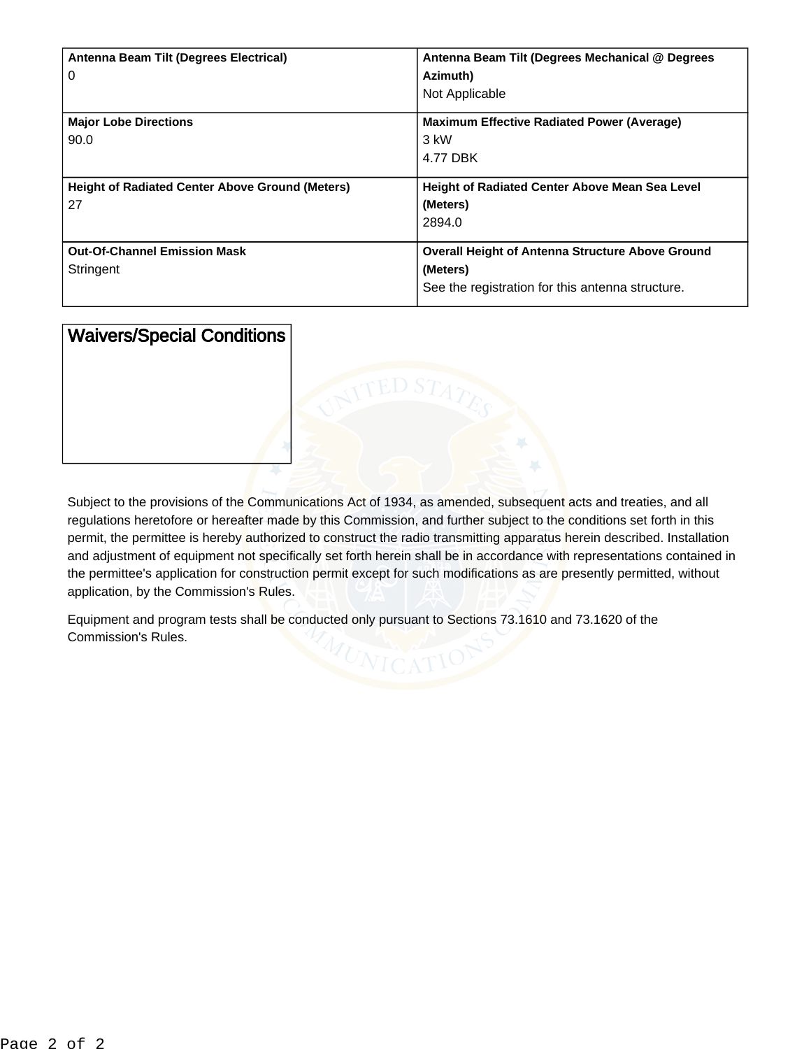| | |
|---|---|
| **Antenna Beam Tilt (Degrees Electrical)**<br>0 | **Antenna Beam Tilt (Degrees Mechanical @ Degrees Azimuth)**<br>Not Applicable |
| **Major Lobe Directions**<br>90.0 | **Maximum Effective Radiated Power (Average)**<br>3 kW<br>4.77 DBK |
| **Height of Radiated Center Above Ground (Meters)**<br>27 | **Height of Radiated Center Above Mean Sea Level (Meters)**<br>2894.0 |
| **Out-Of-Channel Emission Mask**<br>Stringent | **Overall Height of Antenna Structure Above Ground (Meters)**<br>See the registration for this antenna structure. |

## Waivers/Special Conditions

Subject to the provisions of the Communications Act of 1934, as amended, subsequent acts and treaties, and all regulations heretofore or hereafter made by this Commission, and further subject to the conditions set forth in this permit, the permittee is hereby authorized to construct the radio transmitting apparatus herein described. Installation and adjustment of equipment not specifically set forth herein shall be in accordance with representations contained in the permittee's application for construction permit except for such modifications as are presently permitted, without application, by the Commission's Rules.

Equipment and program tests shall be conducted only pursuant to Sections 73.1610 and 73.1620 of the Commission's Rules.